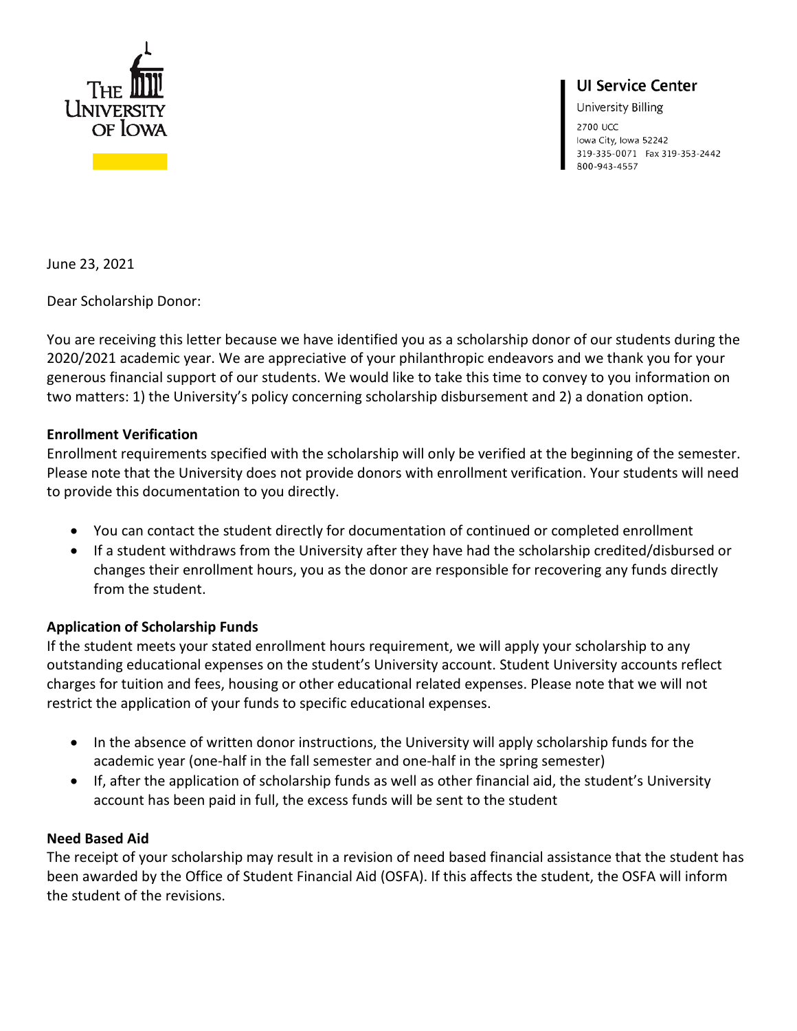THE UNIVERSITY OF IOWA

**UI Service Center**
University Billing
2700 UCC
Iowa City, Iowa 52242
319-335-0071 Fax 319-353-2442
800-943-4557

June 23, 2021

Dear Scholarship Donor:

You are receiving this letter because we have identified you as a scholarship donor of our students during the 2020/2021 academic year. We are appreciative of your philanthropic endeavors and we thank you for your generous financial support of our students. We would like to take this time to convey to you information on two matters: 1) the University's policy concerning scholarship disbursement and 2) a donation option.

**Enrollment Verification**

Enrollment requirements specified with the scholarship will only be verified at the beginning of the semester. Please note that the University does not provide donors with enrollment verification. Your students will need to provide this documentation to you directly.

- You can contact the student directly for documentation of continued or completed enrollment
- If a student withdraws from the University after they have had the scholarship credited/disbursed or changes their enrollment hours, you as the donor are responsible for recovering any funds directly from the student.

**Application of Scholarship Funds**

If the student meets your stated enrollment hours requirement, we will apply your scholarship to any outstanding educational expenses on the student's University account. Student University accounts reflect charges for tuition and fees, housing or other educational related expenses. Please note that we will not restrict the application of your funds to specific educational expenses.

- In the absence of written donor instructions, the University will apply scholarship funds for the academic year (one-half in the fall semester and one-half in the spring semester)
- If, after the application of scholarship funds as well as other financial aid, the student's University account has been paid in full, the excess funds will be sent to the student

**Need Based Aid**

The receipt of your scholarship may result in a revision of need based financial assistance that the student has been awarded by the Office of Student Financial Aid (OSFA). If this affects the student, the OSFA will inform the student of the revisions.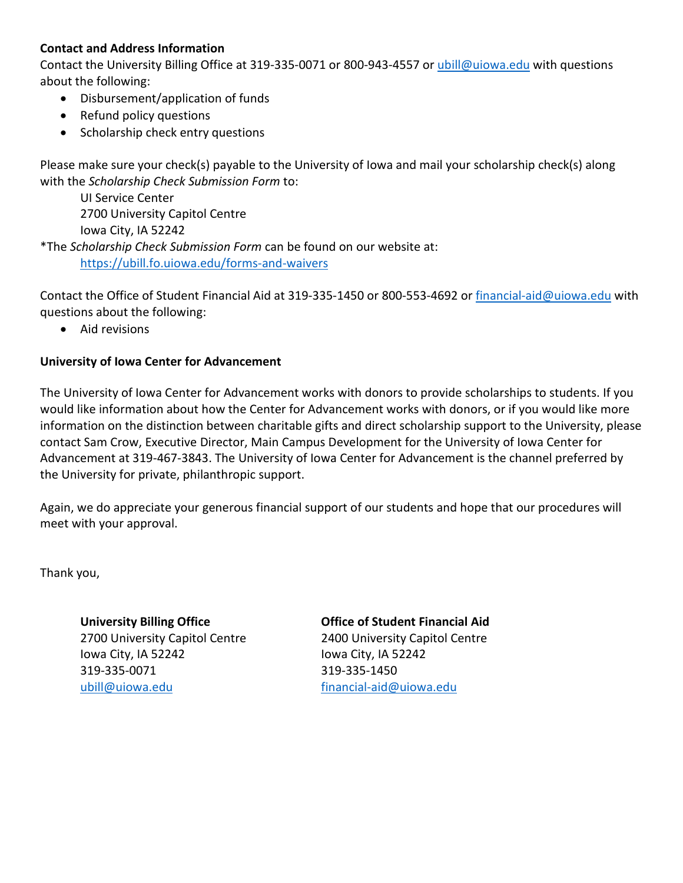**Contact and Address Information**

Contact the University Billing Office at 319-335-0071 or 800-943-4557 or ubill@uiowa.edu with questions about the following:

- Disbursement/application of funds
- Refund policy questions
- Scholarship check entry questions

Please make sure your check(s) payable to the University of Iowa and mail your scholarship check(s) along with the *Scholarship Check Submission Form* to:

UI Service Center
2700 University Capitol Centre
Iowa City, IA 52242

*The *Scholarship Check Submission Form* can be found on our website at:
https://ubill.fo.uiowa.edu/forms-and-waivers

Contact the Office of Student Financial Aid at 319-335-1450 or 800-553-4692 or financial-aid@uiowa.edu with questions about the following:

- Aid revisions

**University of Iowa Center for Advancement**

The University of Iowa Center for Advancement works with donors to provide scholarships to students. If you would like information about how the Center for Advancement works with donors, or if you would like more information on the distinction between charitable gifts and direct scholarship support to the University, please contact Sam Crow, Executive Director, Main Campus Development for the University of Iowa Center for Advancement at 319-467-3843. The University of Iowa Center for Advancement is the channel preferred by the University for private, philanthropic support.

Again, we do appreciate your generous financial support of our students and hope that our procedures will meet with your approval.

Thank you,

**University Billing Office**
2700 University Capitol Centre
Iowa City, IA 52242
319-335-0071
ubill@uiowa.edu

**Office of Student Financial Aid**
2400 University Capitol Centre
Iowa City, IA 52242
319-335-1450
financial-aid@uiowa.edu